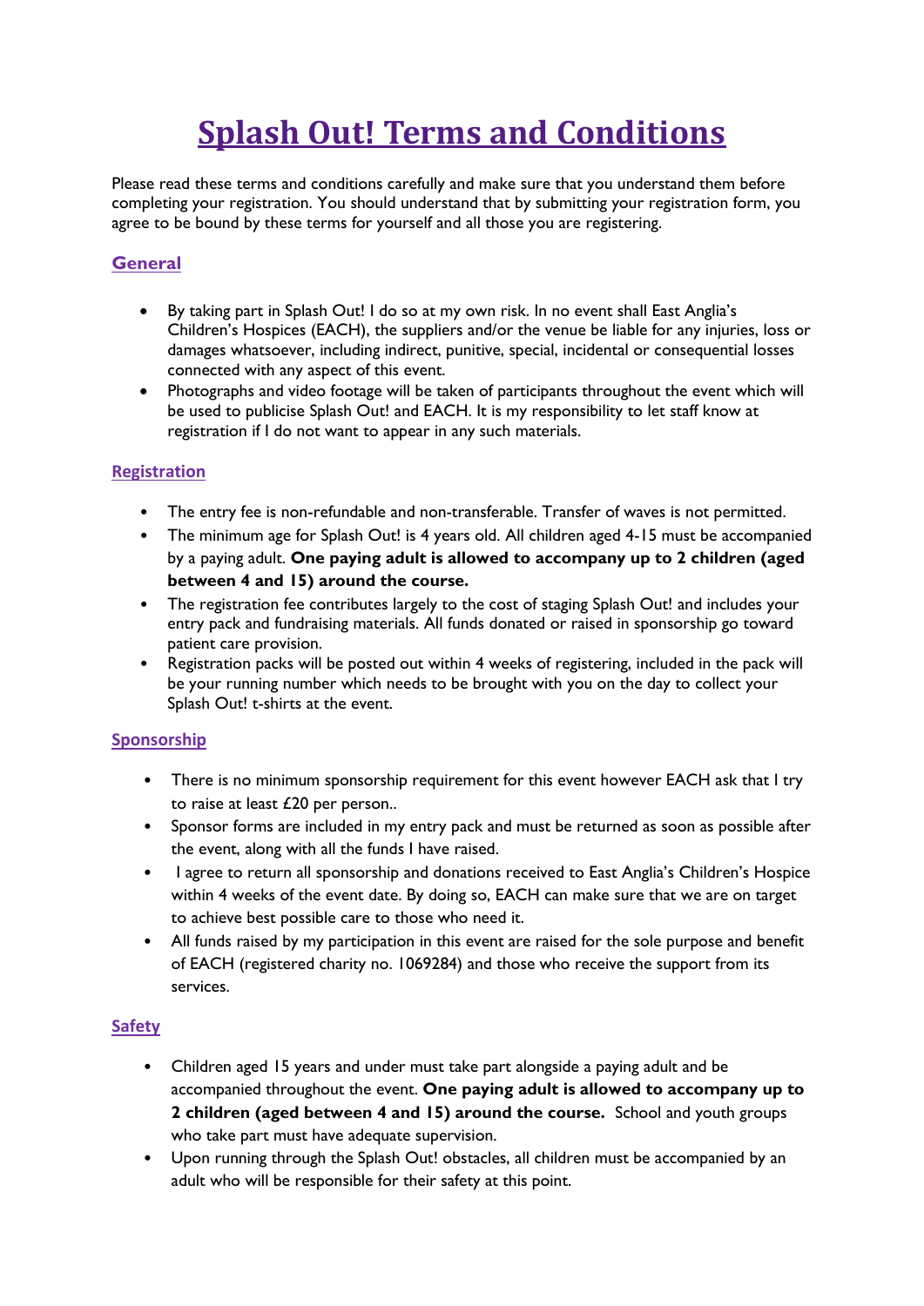# Splash Out! Terms and Conditions

Please read these terms and conditions carefully and make sure that you understand them before completing your registration. You should understand that by submitting your registration form, you agree to be bound by these terms for yourself and all those you are registering.

## General

- By taking part in Splash Out! I do so at my own risk. In no event shall East Anglia's Children's Hospices (EACH), the suppliers and/or the venue be liable for any injuries, loss or damages whatsoever, including indirect, punitive, special, incidental or consequential losses connected with any aspect of this event.
- Photographs and video footage will be taken of participants throughout the event which will be used to publicise Splash Out! and EACH. It is my responsibility to let staff know at registration if I do not want to appear in any such materials.

## Registration

- The entry fee is non-refundable and non-transferable. Transfer of waves is not permitted.
- The minimum age for Splash Out! is 4 years old. All children aged 4-15 must be accompanied by a paying adult. **One paying adult is allowed to accompany up to 2 children (aged between 4 and 15) around the course.**
- The registration fee contributes largely to the cost of staging Splash Out! and includes your entry pack and fundraising materials. All funds donated or raised in sponsorship go toward patient care provision.
- Registration packs will be posted out within 4 weeks of registering, included in the pack will be your running number which needs to be brought with you on the day to collect your Splash Out! t-shirts at the event.

## Sponsorship

- There is no minimum sponsorship requirement for this event however EACH ask that I try to raise at least £20 per person..
- Sponsor forms are included in my entry pack and must be returned as soon as possible after the event, along with all the funds I have raised.
- I agree to return all sponsorship and donations received to East Anglia's Children's Hospice within 4 weeks of the event date. By doing so, EACH can make sure that we are on target to achieve best possible care to those who need it.
- All funds raised by my participation in this event are raised for the sole purpose and benefit of EACH (registered charity no. 1069284) and those who receive the support from its services.

## Safety

- Children aged 15 years and under must take part alongside a paying adult and be accompanied throughout the event. **One paying adult is allowed to accompany up to 2 children (aged between 4 and 15) around the course.** School and youth groups who take part must have adequate supervision.
- Upon running through the Splash Out! obstacles, all children must be accompanied by an adult who will be responsible for their safety at this point.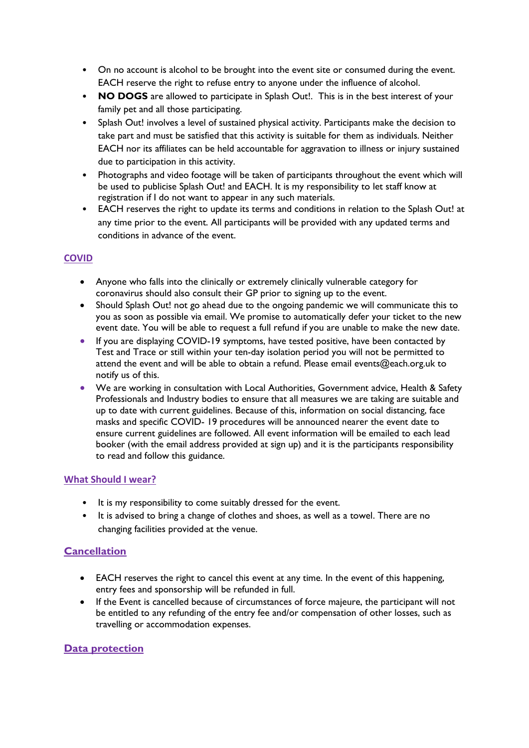- On no account is alcohol to be brought into the event site or consumed during the event. EACH reserve the right to refuse entry to anyone under the influence of alcohol.
- **NO DOGS** are allowed to participate in Splash Out!. This is in the best interest of your family pet and all those participating.
- Splash Out! involves a level of sustained physical activity. Participants make the decision to take part and must be satisfied that this activity is suitable for them as individuals. Neither EACH nor its affiliates can be held accountable for aggravation to illness or injury sustained due to participation in this activity.
- Photographs and video footage will be taken of participants throughout the event which will be used to publicise Splash Out! and EACH. It is my responsibility to let staff know at registration if I do not want to appear in any such materials.
- EACH reserves the right to update its terms and conditions in relation to the Splash Out! at any time prior to the event. All participants will be provided with any updated terms and conditions in advance of the event.

## COVID

- Anyone who falls into the clinically or extremely clinically vulnerable category for coronavirus should also consult their GP prior to signing up to the event.
- Should Splash Out! not go ahead due to the ongoing pandemic we will communicate this to you as soon as possible via email. We promise to automatically defer your ticket to the new event date. You will be able to request a full refund if you are unable to make the new date.
- If you are displaying COVID-19 symptoms, have tested positive, have been contacted by Test and Trace or still within your ten-day isolation period you will not be permitted to attend the event and will be able to obtain a refund. Please email events@each.org.uk to notify us of this.
- We are working in consultation with Local Authorities, Government advice, Health & Safety Professionals and Industry bodies to ensure that all measures we are taking are suitable and up to date with current guidelines. Because of this, information on social distancing, face masks and specific COVID- 19 procedures will be announced nearer the event date to ensure current guidelines are followed. All event information will be emailed to each lead booker (with the email address provided at sign up) and it is the participants responsibility to read and follow this guidance.

## What Should I wear?

- It is my responsibility to come suitably dressed for the event.
- It is advised to bring a change of clothes and shoes, as well as a towel. There are no changing facilities provided at the venue.

## Cancellation

- EACH reserves the right to cancel this event at any time. In the event of this happening, entry fees and sponsorship will be refunded in full.
- If the Event is cancelled because of circumstances of force majeure, the participant will not be entitled to any refunding of the entry fee and/or compensation of other losses, such as travelling or accommodation expenses.

## Data protection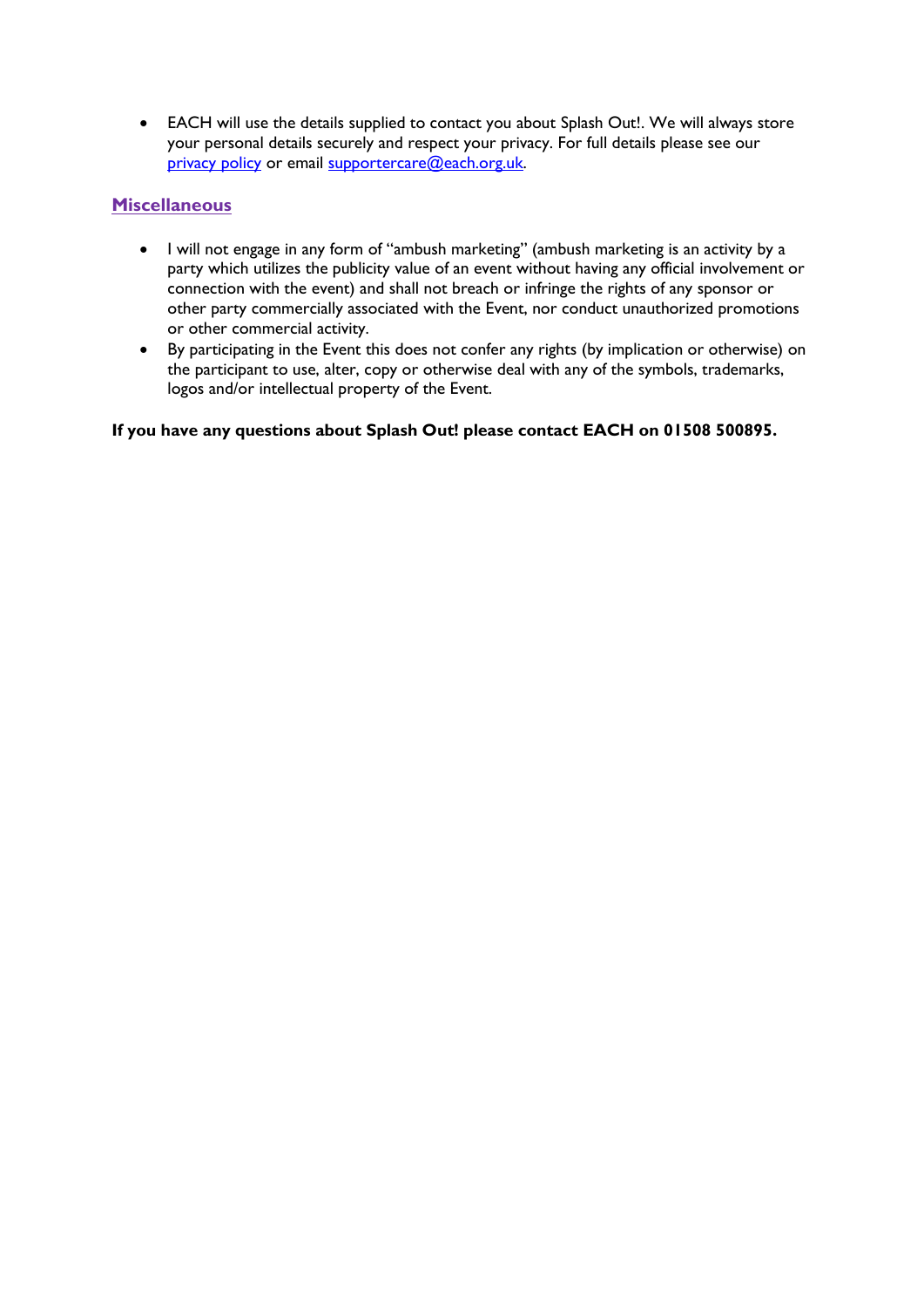- EACH will use the details supplied to contact you about Splash Out!. We will always store your personal details securely and respect your privacy. For full details please see our privacy policy or email supportercare@each.org.uk.

## Miscellaneous

- I will not engage in any form of "ambush marketing" (ambush marketing is an activity by a party which utilizes the publicity value of an event without having any official involvement or connection with the event) and shall not breach or infringe the rights of any sponsor or other party commercially associated with the Event, nor conduct unauthorized promotions or other commercial activity.
- By participating in the Event this does not confer any rights (by implication or otherwise) on the participant to use, alter, copy or otherwise deal with any of the symbols, trademarks, logos and/or intellectual property of the Event.

**If you have any questions about Splash Out! please contact EACH on 01508 500895.**